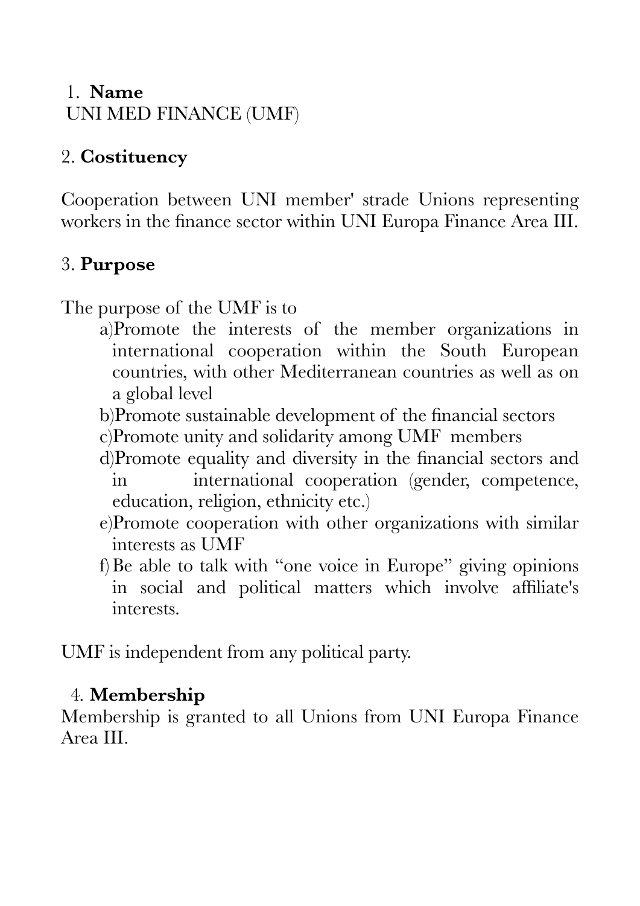1. **Name**

UNI MED FINANCE (UMF)

2. **Costituency**

Cooperation between UNI member' strade Unions representing workers in the finance sector within UNI Europa Finance Area III.

3. **Purpose**

The purpose of the UMF is to

a) Promote the interests of the member organizations in international cooperation within the South European countries, with other Mediterranean countries as well as on a global level

b) Promote sustainable development of the financial sectors

c) Promote unity and solidarity among UMF members

d) Promote equality and diversity in the financial sectors and in international cooperation (gender, competence, education, religion, ethnicity etc.)

e) Promote cooperation with other organizations with similar interests as UMF

f) Be able to talk with "one voice in Europe" giving opinions in social and political matters which involve affiliate's interests.

UMF is independent from any political party.

4. **Membership**

Membership is granted to all Unions from UNI Europa Finance Area III.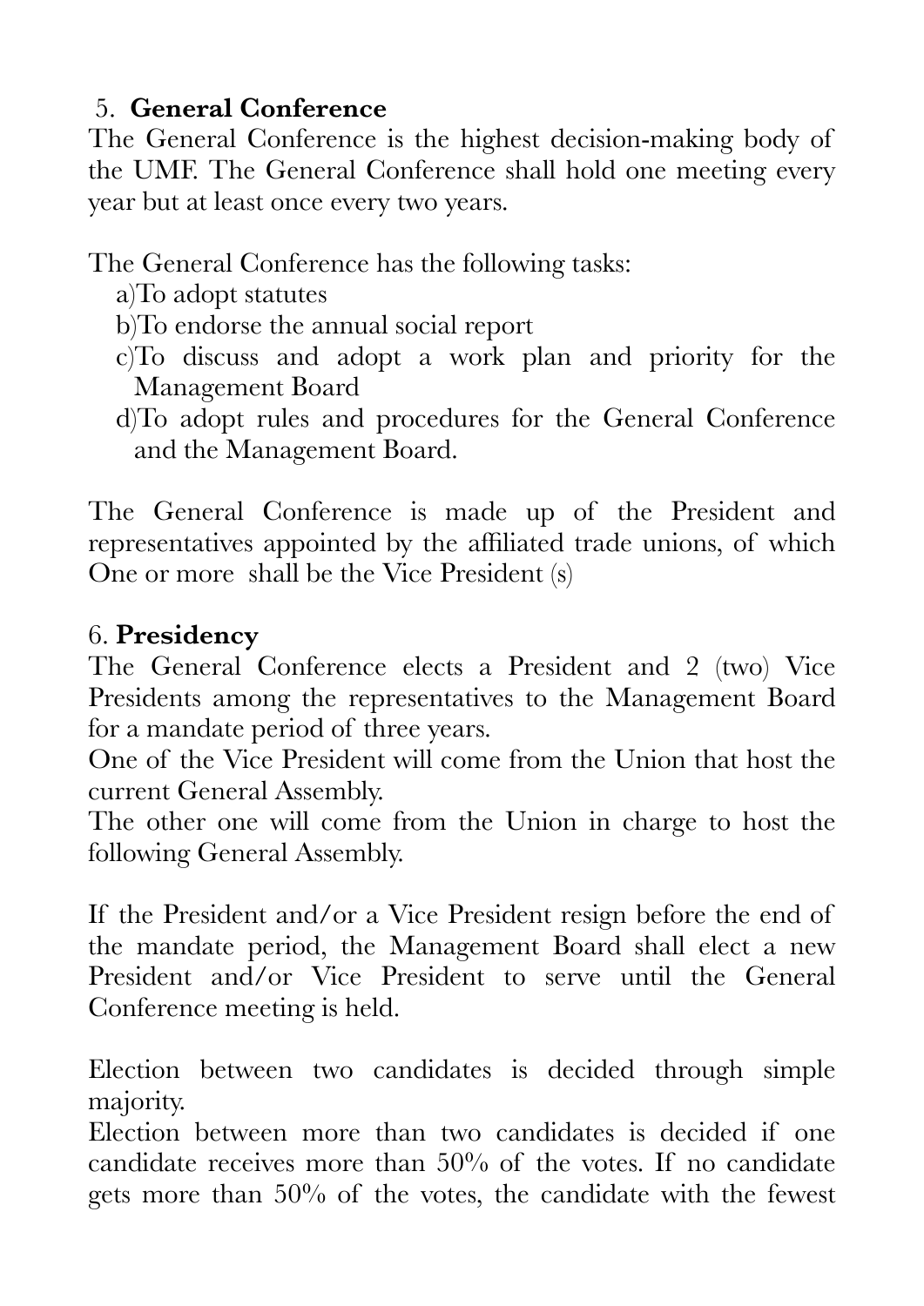## 5. **General Conference**

The General Conference is the highest decision-making body of the UMF. The General Conference shall hold one meeting every year but at least once every two years.

The General Conference has the following tasks:

a)To adopt statutes
b)To endorse the annual social report
c)To discuss and adopt a work plan and priority for the Management Board
d)To adopt rules and procedures for the General Conference and the Management Board.

The General Conference is made up of the President and representatives appointed by the affiliated trade unions, of which One or more shall be the Vice President (s)

## 6. **Presidency**

The General Conference elects a President and 2 (two) Vice Presidents among the representatives to the Management Board for a mandate period of three years.
One of the Vice President will come from the Union that host the current General Assembly.
The other one will come from the Union in charge to host the following General Assembly.

If the President and/or a Vice President resign before the end of the mandate period, the Management Board shall elect a new President and/or Vice President to serve until the General Conference meeting is held.

Election between two candidates is decided through simple majority.
Election between more than two candidates is decided if one candidate receives more than 50% of the votes. If no candidate gets more than 50% of the votes, the candidate with the fewest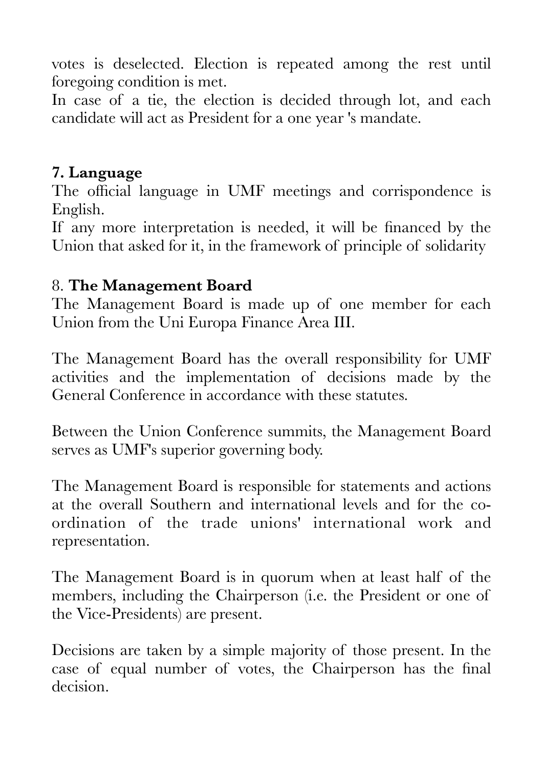votes is deselected. Election is repeated among the rest until foregoing condition is met.
In case of a tie, the election is decided through lot, and each candidate will act as President for a one year 's mandate.

## 7. Language

The official language in UMF meetings and corrispondence is English.
If any more interpretation is needed, it will be financed by the Union that asked for it, in the framework of principle of solidarity

## 8. The Management Board

The Management Board is made up of one member for each Union from the Uni Europa Finance Area III.

The Management Board has the overall responsibility for UMF activities and the implementation of decisions made by the General Conference in accordance with these statutes.

Between the Union Conference summits, the Management Board serves as UMF's superior governing body.

The Management Board is responsible for statements and actions at the overall Southern and international levels and for the co-ordination of the trade unions' international work and representation.

The Management Board is in quorum when at least half of the members, including the Chairperson (i.e. the President or one of the Vice-Presidents) are present.

Decisions are taken by a simple majority of those present. In the case of equal number of votes, the Chairperson has the final decision.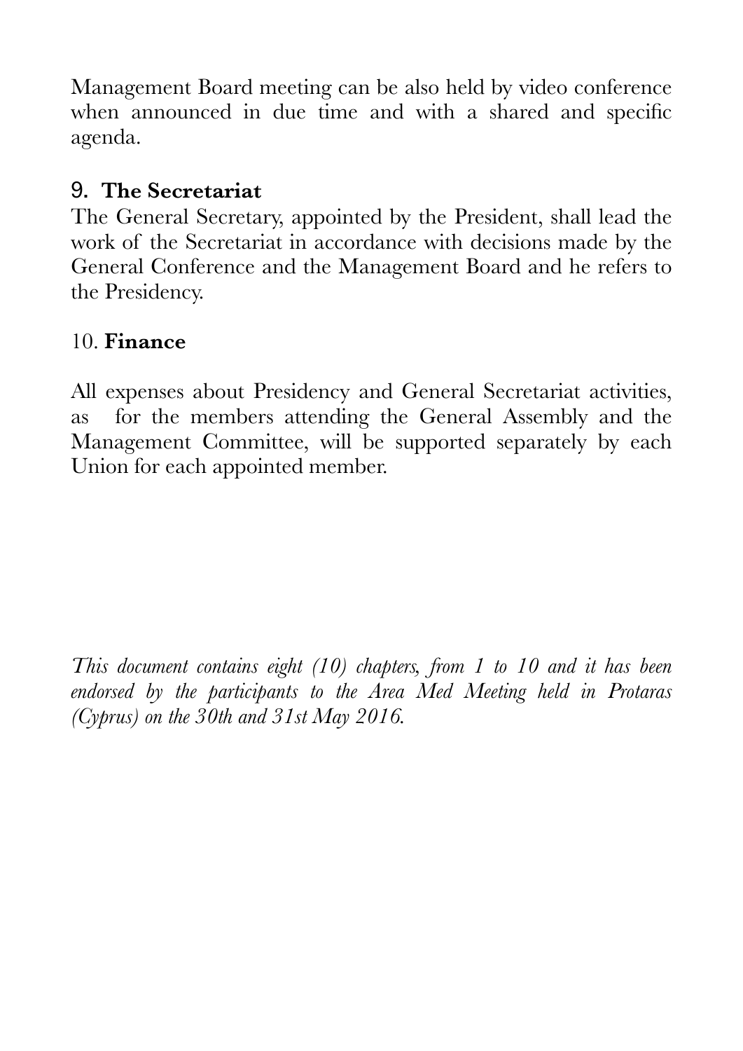Management Board meeting can be also held by video conference when announced in due time and with a shared and specific agenda.

## 9. The Secretariat

The General Secretary, appointed by the President, shall lead the work of the Secretariat in accordance with decisions made by the General Conference and the Management Board and he refers to the Presidency.

## 10. Finance

All expenses about Presidency and General Secretariat activities, as for the members attending the General Assembly and the Management Committee, will be supported separately by each Union for each appointed member.

*This document contains eight (10) chapters, from 1 to 10 and it has been endorsed by the participants to the Area Med Meeting held in Protaras (Cyprus) on the 30th and 31st May 2016.*